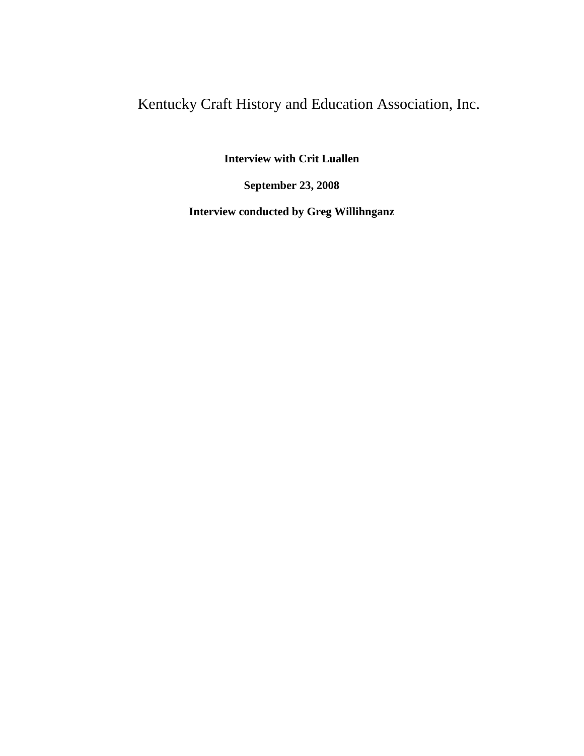# Kentucky Craft History and Education Association, Inc.

**Interview with Crit Luallen**

**September 23, 2008**

**Interview conducted by Greg Willihnganz**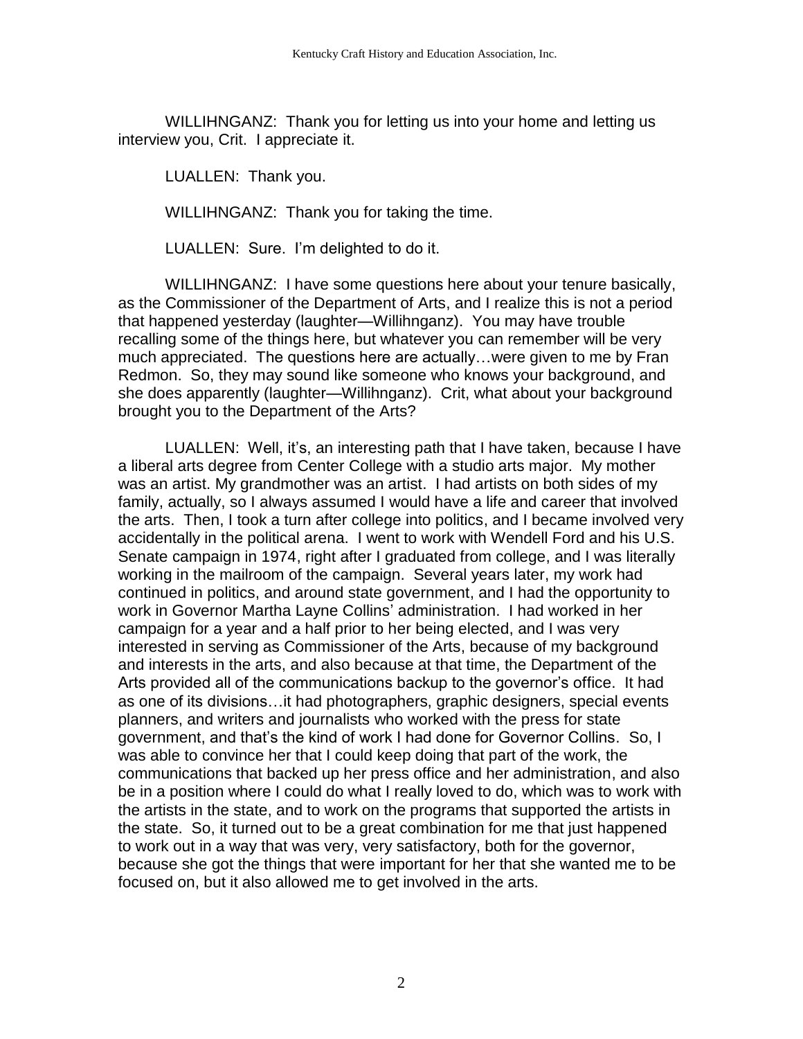WILLIHNGANZ: Thank you for letting us into your home and letting us interview you, Crit. I appreciate it.

LUALLEN: Thank you.

WILLIHNGANZ: Thank you for taking the time.

LUALLEN: Sure. I'm delighted to do it.

WILLIHNGANZ: I have some questions here about your tenure basically, as the Commissioner of the Department of Arts, and I realize this is not a period that happened yesterday (laughter—Willihnganz). You may have trouble recalling some of the things here, but whatever you can remember will be very much appreciated. The questions here are actually…were given to me by Fran Redmon. So, they may sound like someone who knows your background, and she does apparently (laughter—Willihnganz). Crit, what about your background brought you to the Department of the Arts?

LUALLEN: Well, it's, an interesting path that I have taken, because I have a liberal arts degree from Center College with a studio arts major. My mother was an artist. My grandmother was an artist. I had artists on both sides of my family, actually, so I always assumed I would have a life and career that involved the arts. Then, I took a turn after college into politics, and I became involved very accidentally in the political arena. I went to work with Wendell Ford and his U.S. Senate campaign in 1974, right after I graduated from college, and I was literally working in the mailroom of the campaign. Several years later, my work had continued in politics, and around state government, and I had the opportunity to work in Governor Martha Layne Collins' administration. I had worked in her campaign for a year and a half prior to her being elected, and I was very interested in serving as Commissioner of the Arts, because of my background and interests in the arts, and also because at that time, the Department of the Arts provided all of the communications backup to the governor's office. It had as one of its divisions…it had photographers, graphic designers, special events planners, and writers and journalists who worked with the press for state government, and that's the kind of work I had done for Governor Collins. So, I was able to convince her that I could keep doing that part of the work, the communications that backed up her press office and her administration, and also be in a position where I could do what I really loved to do, which was to work with the artists in the state, and to work on the programs that supported the artists in the state. So, it turned out to be a great combination for me that just happened to work out in a way that was very, very satisfactory, both for the governor, because she got the things that were important for her that she wanted me to be focused on, but it also allowed me to get involved in the arts.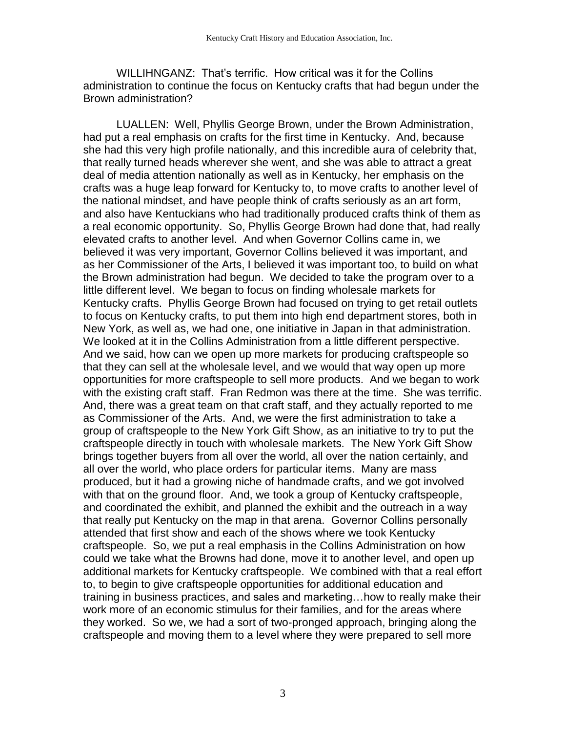WILLIHNGANZ: That's terrific. How critical was it for the Collins administration to continue the focus on Kentucky crafts that had begun under the Brown administration?

LUALLEN: Well, Phyllis George Brown, under the Brown Administration, had put a real emphasis on crafts for the first time in Kentucky. And, because she had this very high profile nationally, and this incredible aura of celebrity that, that really turned heads wherever she went, and she was able to attract a great deal of media attention nationally as well as in Kentucky, her emphasis on the crafts was a huge leap forward for Kentucky to, to move crafts to another level of the national mindset, and have people think of crafts seriously as an art form, and also have Kentuckians who had traditionally produced crafts think of them as a real economic opportunity. So, Phyllis George Brown had done that, had really elevated crafts to another level. And when Governor Collins came in, we believed it was very important, Governor Collins believed it was important, and as her Commissioner of the Arts, I believed it was important too, to build on what the Brown administration had begun. We decided to take the program over to a little different level. We began to focus on finding wholesale markets for Kentucky crafts. Phyllis George Brown had focused on trying to get retail outlets to focus on Kentucky crafts, to put them into high end department stores, both in New York, as well as, we had one, one initiative in Japan in that administration. We looked at it in the Collins Administration from a little different perspective. And we said, how can we open up more markets for producing craftspeople so that they can sell at the wholesale level, and we would that way open up more opportunities for more craftspeople to sell more products. And we began to work with the existing craft staff. Fran Redmon was there at the time. She was terrific. And, there was a great team on that craft staff, and they actually reported to me as Commissioner of the Arts. And, we were the first administration to take a group of craftspeople to the New York Gift Show, as an initiative to try to put the craftspeople directly in touch with wholesale markets. The New York Gift Show brings together buyers from all over the world, all over the nation certainly, and all over the world, who place orders for particular items. Many are mass produced, but it had a growing niche of handmade crafts, and we got involved with that on the ground floor. And, we took a group of Kentucky craftspeople, and coordinated the exhibit, and planned the exhibit and the outreach in a way that really put Kentucky on the map in that arena. Governor Collins personally attended that first show and each of the shows where we took Kentucky craftspeople. So, we put a real emphasis in the Collins Administration on how could we take what the Browns had done, move it to another level, and open up additional markets for Kentucky craftspeople. We combined with that a real effort to, to begin to give craftspeople opportunities for additional education and training in business practices, and sales and marketing…how to really make their work more of an economic stimulus for their families, and for the areas where they worked. So we, we had a sort of two-pronged approach, bringing along the craftspeople and moving them to a level where they were prepared to sell more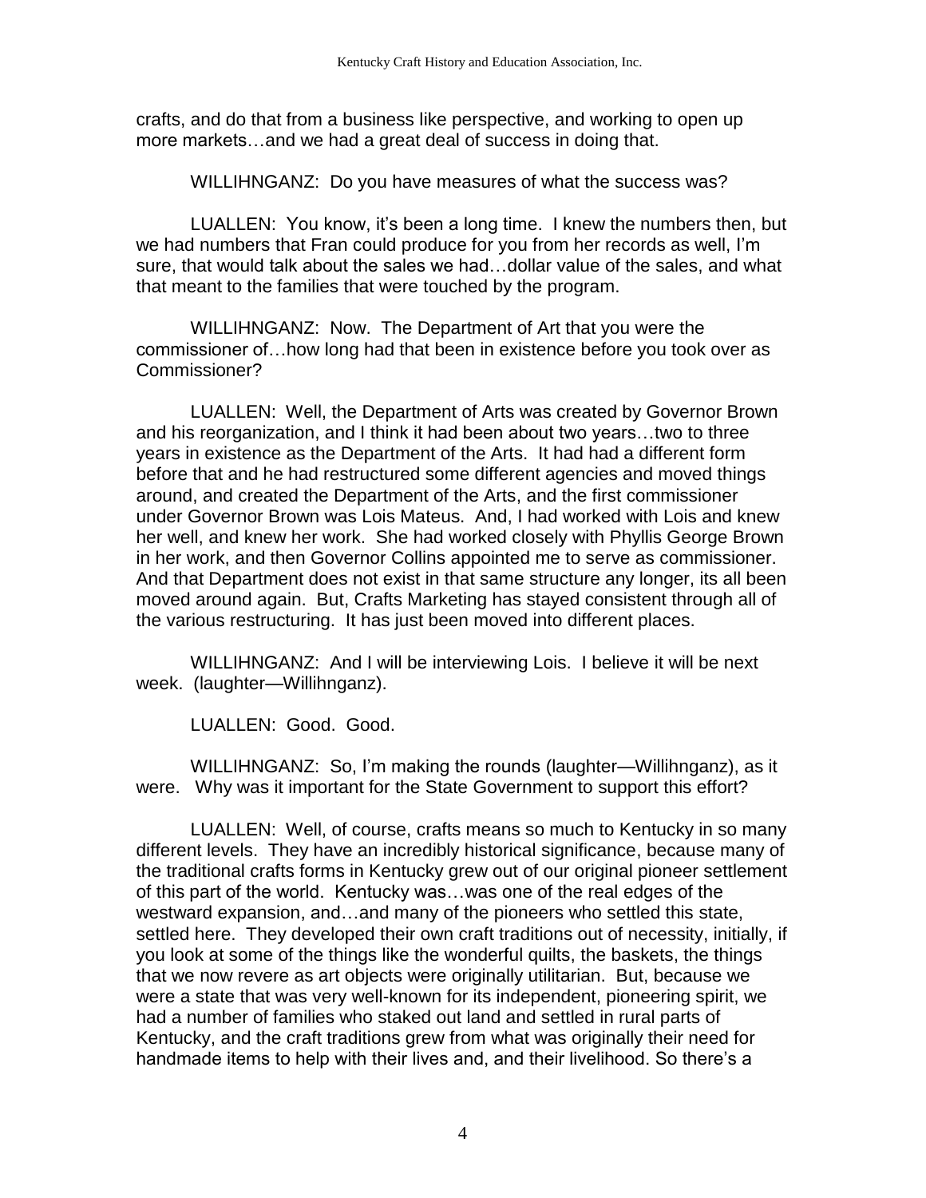crafts, and do that from a business like perspective, and working to open up more markets…and we had a great deal of success in doing that.

WILLIHNGANZ: Do you have measures of what the success was?

LUALLEN: You know, it's been a long time. I knew the numbers then, but we had numbers that Fran could produce for you from her records as well, I'm sure, that would talk about the sales we had…dollar value of the sales, and what that meant to the families that were touched by the program.

WILLIHNGANZ: Now. The Department of Art that you were the commissioner of…how long had that been in existence before you took over as Commissioner?

LUALLEN: Well, the Department of Arts was created by Governor Brown and his reorganization, and I think it had been about two years…two to three years in existence as the Department of the Arts. It had had a different form before that and he had restructured some different agencies and moved things around, and created the Department of the Arts, and the first commissioner under Governor Brown was Lois Mateus. And, I had worked with Lois and knew her well, and knew her work. She had worked closely with Phyllis George Brown in her work, and then Governor Collins appointed me to serve as commissioner. And that Department does not exist in that same structure any longer, its all been moved around again. But, Crafts Marketing has stayed consistent through all of the various restructuring. It has just been moved into different places.

WILLIHNGANZ: And I will be interviewing Lois. I believe it will be next week. (laughter—Willihnganz).

LUALLEN: Good. Good.

WILLIHNGANZ: So, I'm making the rounds (laughter—Willihnganz), as it were. Why was it important for the State Government to support this effort?

LUALLEN: Well, of course, crafts means so much to Kentucky in so many different levels. They have an incredibly historical significance, because many of the traditional crafts forms in Kentucky grew out of our original pioneer settlement of this part of the world. Kentucky was…was one of the real edges of the westward expansion, and…and many of the pioneers who settled this state, settled here. They developed their own craft traditions out of necessity, initially, if you look at some of the things like the wonderful quilts, the baskets, the things that we now revere as art objects were originally utilitarian. But, because we were a state that was very well-known for its independent, pioneering spirit, we had a number of families who staked out land and settled in rural parts of Kentucky, and the craft traditions grew from what was originally their need for handmade items to help with their lives and, and their livelihood. So there's a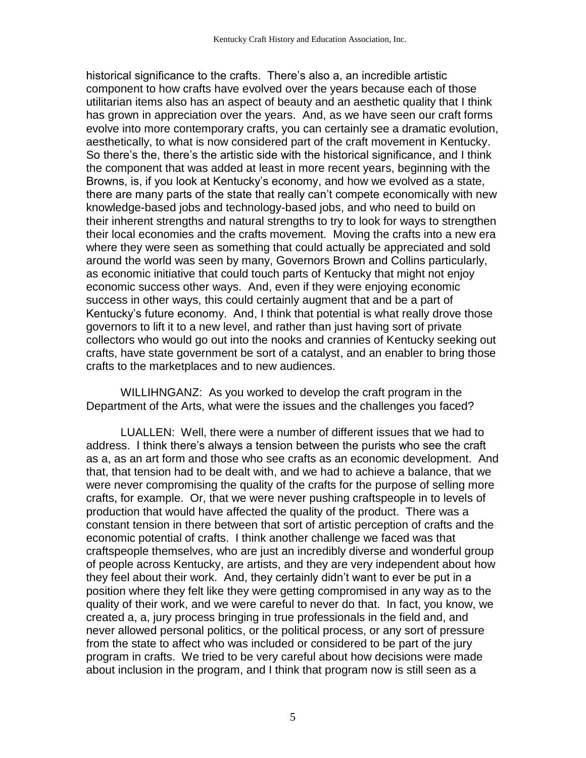historical significance to the crafts. There's also a, an incredible artistic component to how crafts have evolved over the years because each of those utilitarian items also has an aspect of beauty and an aesthetic quality that I think has grown in appreciation over the years. And, as we have seen our craft forms evolve into more contemporary crafts, you can certainly see a dramatic evolution, aesthetically, to what is now considered part of the craft movement in Kentucky. So there's the, there's the artistic side with the historical significance, and I think the component that was added at least in more recent years, beginning with the Browns, is, if you look at Kentucky's economy, and how we evolved as a state, there are many parts of the state that really can't compete economically with new knowledge-based jobs and technology-based jobs, and who need to build on their inherent strengths and natural strengths to try to look for ways to strengthen their local economies and the crafts movement. Moving the crafts into a new era where they were seen as something that could actually be appreciated and sold around the world was seen by many, Governors Brown and Collins particularly, as economic initiative that could touch parts of Kentucky that might not enjoy economic success other ways. And, even if they were enjoying economic success in other ways, this could certainly augment that and be a part of Kentucky's future economy. And, I think that potential is what really drove those governors to lift it to a new level, and rather than just having sort of private collectors who would go out into the nooks and crannies of Kentucky seeking out crafts, have state government be sort of a catalyst, and an enabler to bring those crafts to the marketplaces and to new audiences.

WILLIHNGANZ: As you worked to develop the craft program in the Department of the Arts, what were the issues and the challenges you faced?

LUALLEN: Well, there were a number of different issues that we had to address. I think there's always a tension between the purists who see the craft as a, as an art form and those who see crafts as an economic development. And that, that tension had to be dealt with, and we had to achieve a balance, that we were never compromising the quality of the crafts for the purpose of selling more crafts, for example. Or, that we were never pushing craftspeople in to levels of production that would have affected the quality of the product. There was a constant tension in there between that sort of artistic perception of crafts and the economic potential of crafts. I think another challenge we faced was that craftspeople themselves, who are just an incredibly diverse and wonderful group of people across Kentucky, are artists, and they are very independent about how they feel about their work. And, they certainly didn't want to ever be put in a position where they felt like they were getting compromised in any way as to the quality of their work, and we were careful to never do that. In fact, you know, we created a, a, jury process bringing in true professionals in the field and, and never allowed personal politics, or the political process, or any sort of pressure from the state to affect who was included or considered to be part of the jury program in crafts. We tried to be very careful about how decisions were made about inclusion in the program, and I think that program now is still seen as a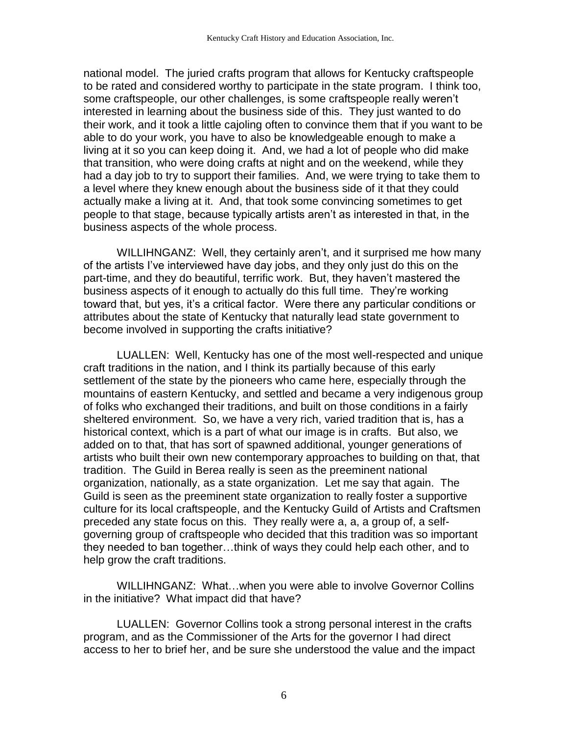national model. The juried crafts program that allows for Kentucky craftspeople to be rated and considered worthy to participate in the state program. I think too, some craftspeople, our other challenges, is some craftspeople really weren't interested in learning about the business side of this. They just wanted to do their work, and it took a little cajoling often to convince them that if you want to be able to do your work, you have to also be knowledgeable enough to make a living at it so you can keep doing it. And, we had a lot of people who did make that transition, who were doing crafts at night and on the weekend, while they had a day job to try to support their families. And, we were trying to take them to a level where they knew enough about the business side of it that they could actually make a living at it. And, that took some convincing sometimes to get people to that stage, because typically artists aren't as interested in that, in the business aspects of the whole process.

WILLIHNGANZ: Well, they certainly aren't, and it surprised me how many of the artists I've interviewed have day jobs, and they only just do this on the part-time, and they do beautiful, terrific work. But, they haven't mastered the business aspects of it enough to actually do this full time. They're working toward that, but yes, it's a critical factor. Were there any particular conditions or attributes about the state of Kentucky that naturally lead state government to become involved in supporting the crafts initiative?

LUALLEN: Well, Kentucky has one of the most well-respected and unique craft traditions in the nation, and I think its partially because of this early settlement of the state by the pioneers who came here, especially through the mountains of eastern Kentucky, and settled and became a very indigenous group of folks who exchanged their traditions, and built on those conditions in a fairly sheltered environment. So, we have a very rich, varied tradition that is, has a historical context, which is a part of what our image is in crafts. But also, we added on to that, that has sort of spawned additional, younger generations of artists who built their own new contemporary approaches to building on that, that tradition. The Guild in Berea really is seen as the preeminent national organization, nationally, as a state organization. Let me say that again. The Guild is seen as the preeminent state organization to really foster a supportive culture for its local craftspeople, and the Kentucky Guild of Artists and Craftsmen preceded any state focus on this. They really were a, a, a group of, a self-governing group of craftspeople who decided that this tradition was so important they needed to ban together…think of ways they could help each other, and to help grow the craft traditions.

WILLIHNGANZ: What…when you were able to involve Governor Collins in the initiative? What impact did that have?

LUALLEN: Governor Collins took a strong personal interest in the crafts program, and as the Commissioner of the Arts for the governor I had direct access to her to brief her, and be sure she understood the value and the impact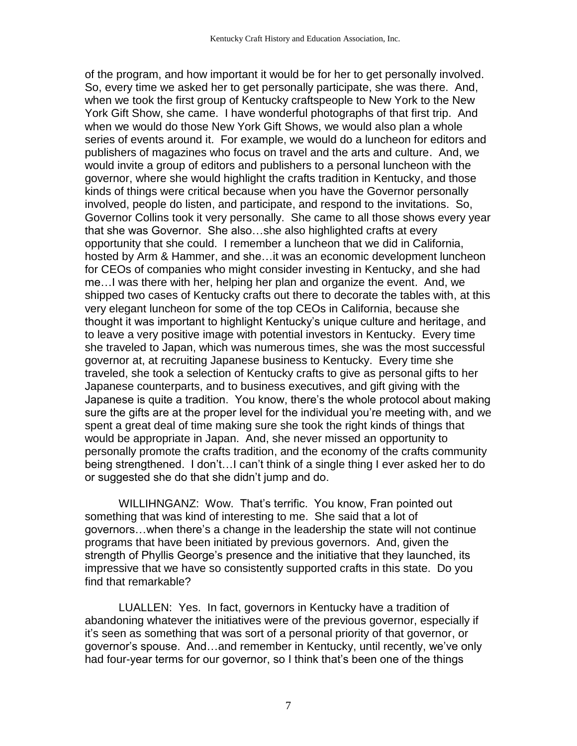of the program, and how important it would be for her to get personally involved. So, every time we asked her to get personally participate, she was there. And, when we took the first group of Kentucky craftspeople to New York to the New York Gift Show, she came. I have wonderful photographs of that first trip. And when we would do those New York Gift Shows, we would also plan a whole series of events around it. For example, we would do a luncheon for editors and publishers of magazines who focus on travel and the arts and culture. And, we would invite a group of editors and publishers to a personal luncheon with the governor, where she would highlight the crafts tradition in Kentucky, and those kinds of things were critical because when you have the Governor personally involved, people do listen, and participate, and respond to the invitations. So, Governor Collins took it very personally. She came to all those shows every year that she was Governor. She also…she also highlighted crafts at every opportunity that she could. I remember a luncheon that we did in California, hosted by Arm & Hammer, and she…it was an economic development luncheon for CEOs of companies who might consider investing in Kentucky, and she had me…I was there with her, helping her plan and organize the event. And, we shipped two cases of Kentucky crafts out there to decorate the tables with, at this very elegant luncheon for some of the top CEOs in California, because she thought it was important to highlight Kentucky's unique culture and heritage, and to leave a very positive image with potential investors in Kentucky. Every time she traveled to Japan, which was numerous times, she was the most successful governor at, at recruiting Japanese business to Kentucky. Every time she traveled, she took a selection of Kentucky crafts to give as personal gifts to her Japanese counterparts, and to business executives, and gift giving with the Japanese is quite a tradition. You know, there's the whole protocol about making sure the gifts are at the proper level for the individual you're meeting with, and we spent a great deal of time making sure she took the right kinds of things that would be appropriate in Japan. And, she never missed an opportunity to personally promote the crafts tradition, and the economy of the crafts community being strengthened. I don't…I can't think of a single thing I ever asked her to do or suggested she do that she didn't jump and do.

WILLIHNGANZ: Wow. That's terrific. You know, Fran pointed out something that was kind of interesting to me. She said that a lot of governors…when there's a change in the leadership the state will not continue programs that have been initiated by previous governors. And, given the strength of Phyllis George's presence and the initiative that they launched, its impressive that we have so consistently supported crafts in this state. Do you find that remarkable?

LUALLEN: Yes. In fact, governors in Kentucky have a tradition of abandoning whatever the initiatives were of the previous governor, especially if it's seen as something that was sort of a personal priority of that governor, or governor's spouse. And…and remember in Kentucky, until recently, we've only had four-year terms for our governor, so I think that's been one of the things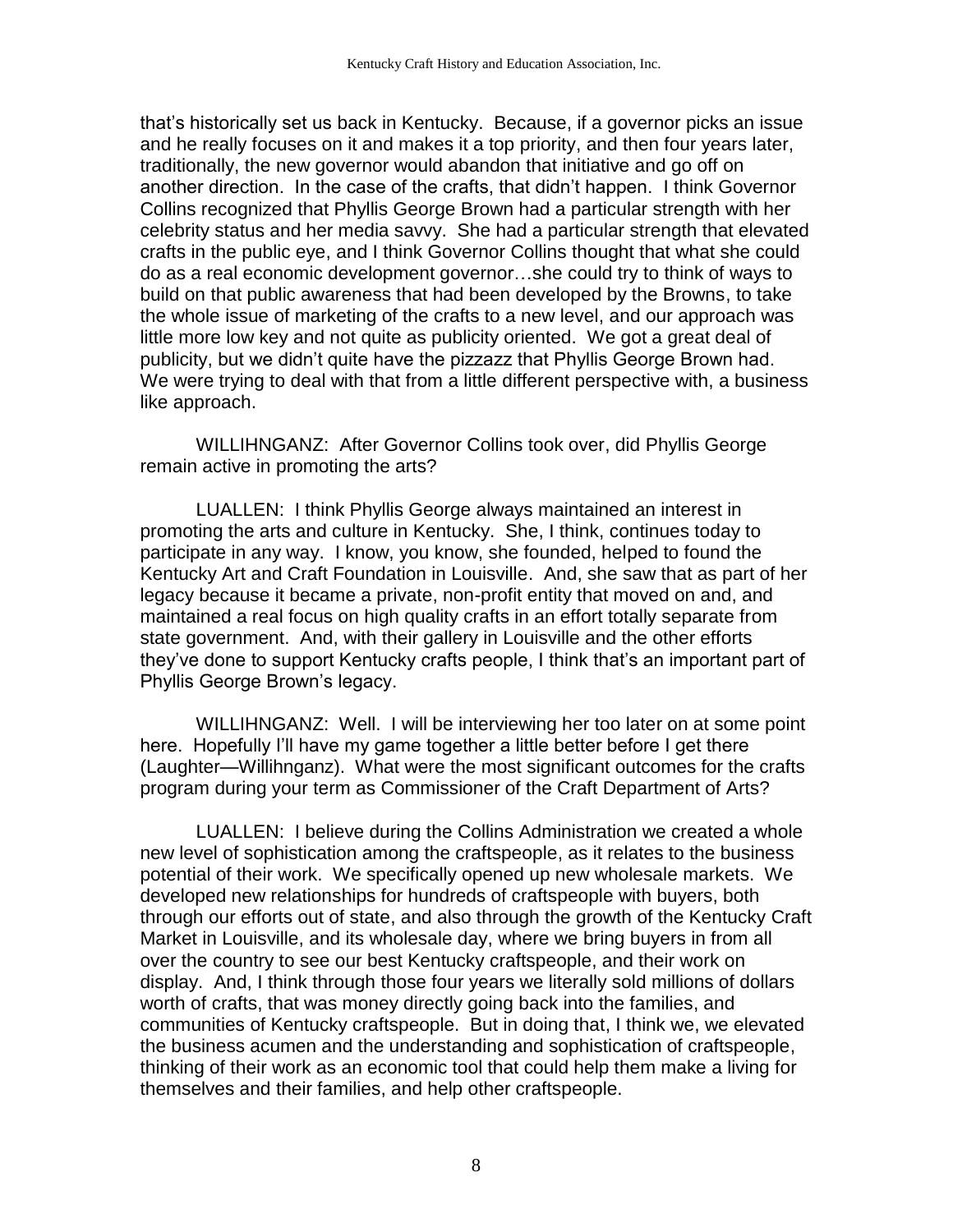that's historically set us back in Kentucky. Because, if a governor picks an issue and he really focuses on it and makes it a top priority, and then four years later, traditionally, the new governor would abandon that initiative and go off on another direction. In the case of the crafts, that didn't happen. I think Governor Collins recognized that Phyllis George Brown had a particular strength with her celebrity status and her media savvy. She had a particular strength that elevated crafts in the public eye, and I think Governor Collins thought that what she could do as a real economic development governor…she could try to think of ways to build on that public awareness that had been developed by the Browns, to take the whole issue of marketing of the crafts to a new level, and our approach was little more low key and not quite as publicity oriented. We got a great deal of publicity, but we didn't quite have the pizzazz that Phyllis George Brown had. We were trying to deal with that from a little different perspective with, a business like approach.

WILLIHNGANZ: After Governor Collins took over, did Phyllis George remain active in promoting the arts?

LUALLEN: I think Phyllis George always maintained an interest in promoting the arts and culture in Kentucky. She, I think, continues today to participate in any way. I know, you know, she founded, helped to found the Kentucky Art and Craft Foundation in Louisville. And, she saw that as part of her legacy because it became a private, non-profit entity that moved on and, and maintained a real focus on high quality crafts in an effort totally separate from state government. And, with their gallery in Louisville and the other efforts they've done to support Kentucky crafts people, I think that's an important part of Phyllis George Brown's legacy.

WILLIHNGANZ: Well. I will be interviewing her too later on at some point here. Hopefully I'll have my game together a little better before I get there (Laughter—Willihnganz). What were the most significant outcomes for the crafts program during your term as Commissioner of the Craft Department of Arts?

LUALLEN: I believe during the Collins Administration we created a whole new level of sophistication among the craftspeople, as it relates to the business potential of their work. We specifically opened up new wholesale markets. We developed new relationships for hundreds of craftspeople with buyers, both through our efforts out of state, and also through the growth of the Kentucky Craft Market in Louisville, and its wholesale day, where we bring buyers in from all over the country to see our best Kentucky craftspeople, and their work on display. And, I think through those four years we literally sold millions of dollars worth of crafts, that was money directly going back into the families, and communities of Kentucky craftspeople. But in doing that, I think we, we elevated the business acumen and the understanding and sophistication of craftspeople, thinking of their work as an economic tool that could help them make a living for themselves and their families, and help other craftspeople.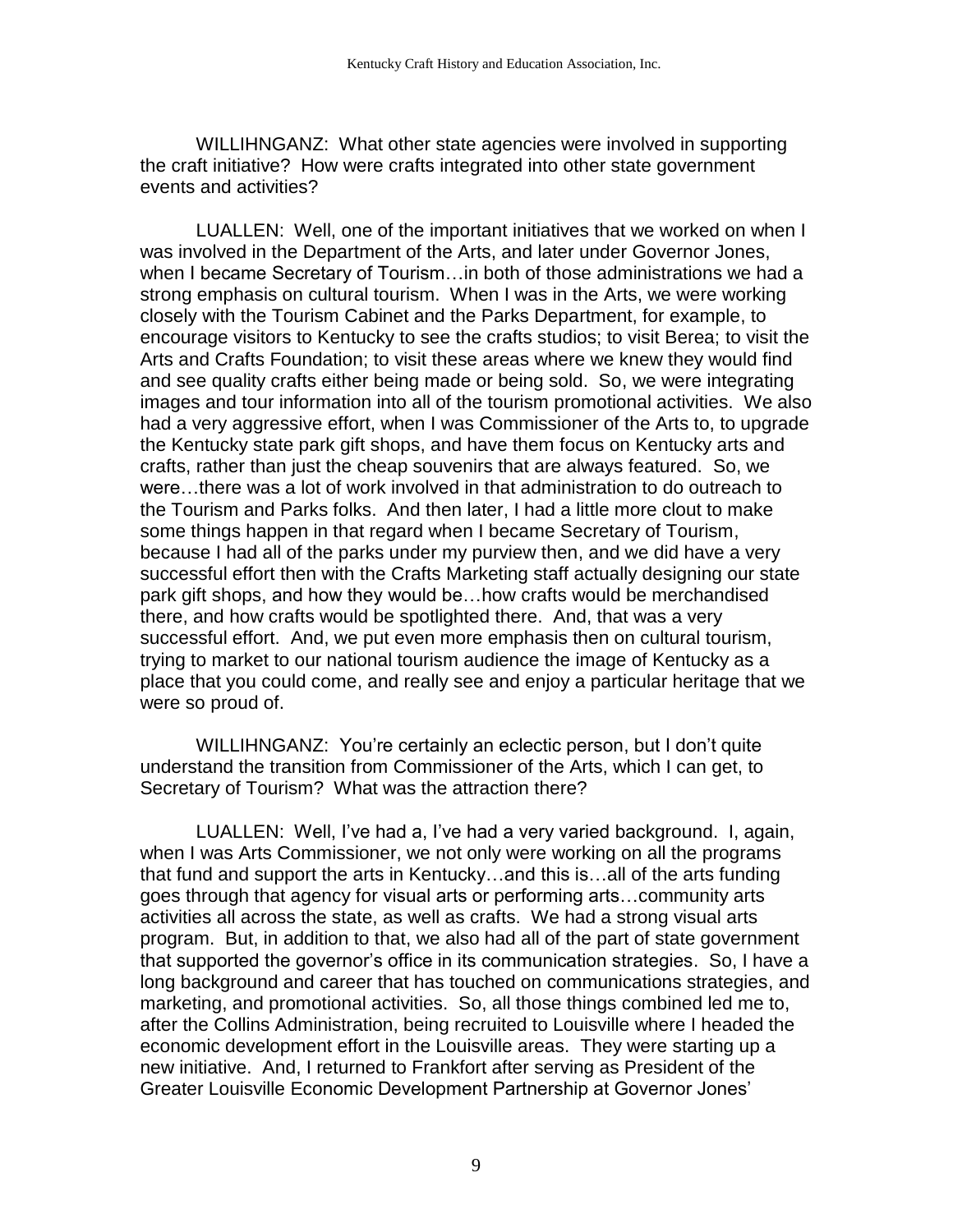WILLIHNGANZ: What other state agencies were involved in supporting the craft initiative? How were crafts integrated into other state government events and activities?

LUALLEN: Well, one of the important initiatives that we worked on when I was involved in the Department of the Arts, and later under Governor Jones, when I became Secretary of Tourism…in both of those administrations we had a strong emphasis on cultural tourism. When I was in the Arts, we were working closely with the Tourism Cabinet and the Parks Department, for example, to encourage visitors to Kentucky to see the crafts studios; to visit Berea; to visit the Arts and Crafts Foundation; to visit these areas where we knew they would find and see quality crafts either being made or being sold. So, we were integrating images and tour information into all of the tourism promotional activities. We also had a very aggressive effort, when I was Commissioner of the Arts to, to upgrade the Kentucky state park gift shops, and have them focus on Kentucky arts and crafts, rather than just the cheap souvenirs that are always featured. So, we were…there was a lot of work involved in that administration to do outreach to the Tourism and Parks folks. And then later, I had a little more clout to make some things happen in that regard when I became Secretary of Tourism, because I had all of the parks under my purview then, and we did have a very successful effort then with the Crafts Marketing staff actually designing our state park gift shops, and how they would be…how crafts would be merchandised there, and how crafts would be spotlighted there. And, that was a very successful effort. And, we put even more emphasis then on cultural tourism, trying to market to our national tourism audience the image of Kentucky as a place that you could come, and really see and enjoy a particular heritage that we were so proud of.

WILLIHNGANZ: You're certainly an eclectic person, but I don't quite understand the transition from Commissioner of the Arts, which I can get, to Secretary of Tourism? What was the attraction there?

LUALLEN: Well, I've had a, I've had a very varied background. I, again, when I was Arts Commissioner, we not only were working on all the programs that fund and support the arts in Kentucky…and this is…all of the arts funding goes through that agency for visual arts or performing arts…community arts activities all across the state, as well as crafts. We had a strong visual arts program. But, in addition to that, we also had all of the part of state government that supported the governor's office in its communication strategies. So, I have a long background and career that has touched on communications strategies, and marketing, and promotional activities. So, all those things combined led me to, after the Collins Administration, being recruited to Louisville where I headed the economic development effort in the Louisville areas. They were starting up a new initiative. And, I returned to Frankfort after serving as President of the Greater Louisville Economic Development Partnership at Governor Jones'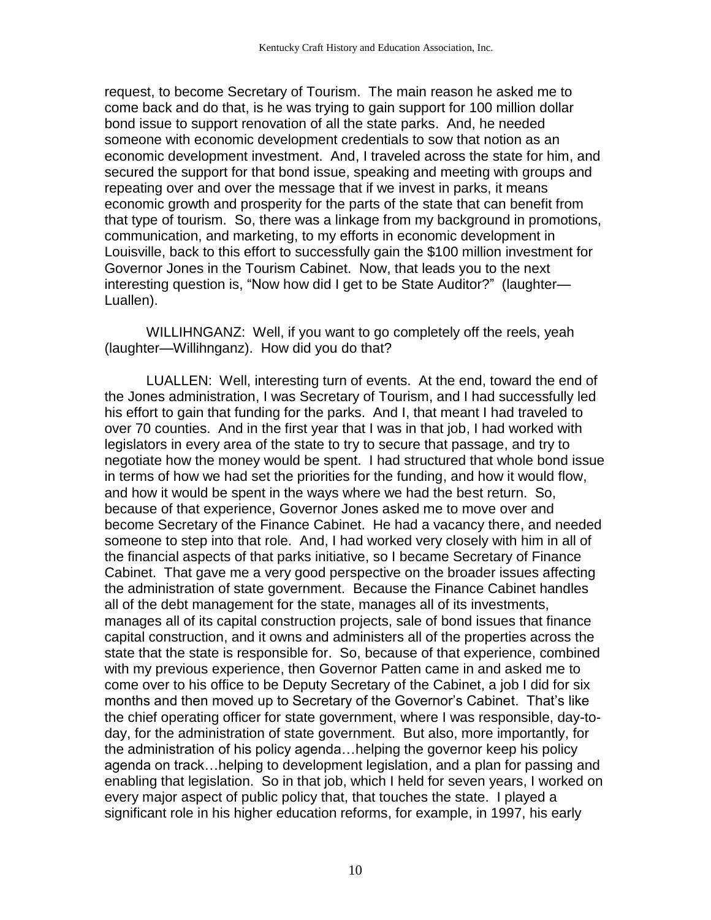request, to become Secretary of Tourism. The main reason he asked me to come back and do that, is he was trying to gain support for 100 million dollar bond issue to support renovation of all the state parks. And, he needed someone with economic development credentials to sow that notion as an economic development investment. And, I traveled across the state for him, and secured the support for that bond issue, speaking and meeting with groups and repeating over and over the message that if we invest in parks, it means economic growth and prosperity for the parts of the state that can benefit from that type of tourism. So, there was a linkage from my background in promotions, communication, and marketing, to my efforts in economic development in Louisville, back to this effort to successfully gain the $100 million investment for Governor Jones in the Tourism Cabinet. Now, that leads you to the next interesting question is, "Now how did I get to be State Auditor?" (laughter—Luallen).

WILLIHNGANZ: Well, if you want to go completely off the reels, yeah (laughter—Willihnganz). How did you do that?

LUALLEN: Well, interesting turn of events. At the end, toward the end of the Jones administration, I was Secretary of Tourism, and I had successfully led his effort to gain that funding for the parks. And I, that meant I had traveled to over 70 counties. And in the first year that I was in that job, I had worked with legislators in every area of the state to try to secure that passage, and try to negotiate how the money would be spent. I had structured that whole bond issue in terms of how we had set the priorities for the funding, and how it would flow, and how it would be spent in the ways where we had the best return. So, because of that experience, Governor Jones asked me to move over and become Secretary of the Finance Cabinet. He had a vacancy there, and needed someone to step into that role. And, I had worked very closely with him in all of the financial aspects of that parks initiative, so I became Secretary of Finance Cabinet. That gave me a very good perspective on the broader issues affecting the administration of state government. Because the Finance Cabinet handles all of the debt management for the state, manages all of its investments, manages all of its capital construction projects, sale of bond issues that finance capital construction, and it owns and administers all of the properties across the state that the state is responsible for. So, because of that experience, combined with my previous experience, then Governor Patten came in and asked me to come over to his office to be Deputy Secretary of the Cabinet, a job I did for six months and then moved up to Secretary of the Governor's Cabinet. That's like the chief operating officer for state government, where I was responsible, day-to-day, for the administration of state government. But also, more importantly, for the administration of his policy agenda…helping the governor keep his policy agenda on track…helping to development legislation, and a plan for passing and enabling that legislation. So in that job, which I held for seven years, I worked on every major aspect of public policy that, that touches the state. I played a significant role in his higher education reforms, for example, in 1997, his early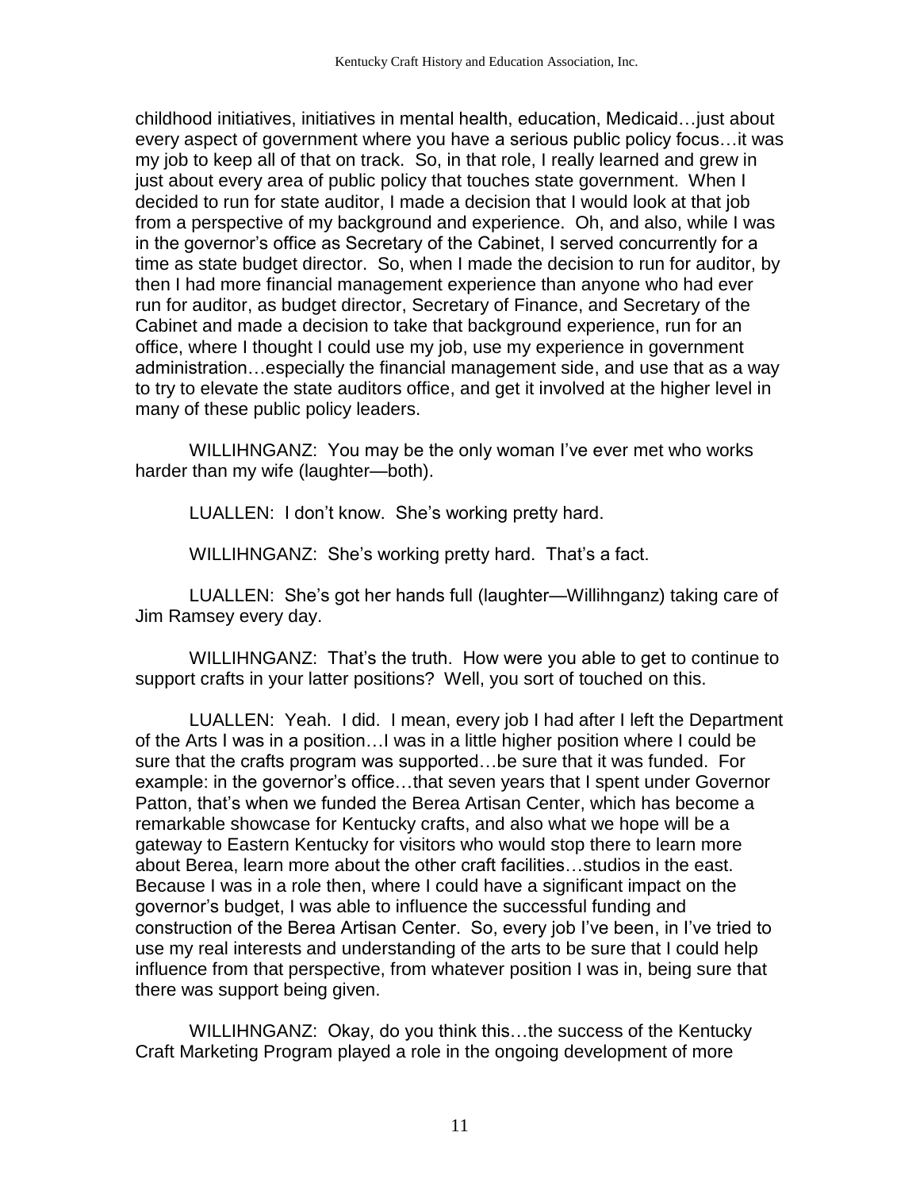childhood initiatives, initiatives in mental health, education, Medicaid…just about every aspect of government where you have a serious public policy focus…it was my job to keep all of that on track. So, in that role, I really learned and grew in just about every area of public policy that touches state government. When I decided to run for state auditor, I made a decision that I would look at that job from a perspective of my background and experience. Oh, and also, while I was in the governor's office as Secretary of the Cabinet, I served concurrently for a time as state budget director. So, when I made the decision to run for auditor, by then I had more financial management experience than anyone who had ever run for auditor, as budget director, Secretary of Finance, and Secretary of the Cabinet and made a decision to take that background experience, run for an office, where I thought I could use my job, use my experience in government administration…especially the financial management side, and use that as a way to try to elevate the state auditors office, and get it involved at the higher level in many of these public policy leaders.

WILLIHNGANZ: You may be the only woman I've ever met who works harder than my wife (laughter—both).

LUALLEN: I don't know. She's working pretty hard.

WILLIHNGANZ: She's working pretty hard. That's a fact.

LUALLEN: She's got her hands full (laughter—Willihnganz) taking care of Jim Ramsey every day.

WILLIHNGANZ: That's the truth. How were you able to get to continue to support crafts in your latter positions? Well, you sort of touched on this.

LUALLEN: Yeah. I did. I mean, every job I had after I left the Department of the Arts I was in a position…I was in a little higher position where I could be sure that the crafts program was supported…be sure that it was funded. For example: in the governor's office…that seven years that I spent under Governor Patton, that's when we funded the Berea Artisan Center, which has become a remarkable showcase for Kentucky crafts, and also what we hope will be a gateway to Eastern Kentucky for visitors who would stop there to learn more about Berea, learn more about the other craft facilities…studios in the east. Because I was in a role then, where I could have a significant impact on the governor's budget, I was able to influence the successful funding and construction of the Berea Artisan Center. So, every job I've been, in I've tried to use my real interests and understanding of the arts to be sure that I could help influence from that perspective, from whatever position I was in, being sure that there was support being given.

WILLIHNGANZ: Okay, do you think this…the success of the Kentucky Craft Marketing Program played a role in the ongoing development of more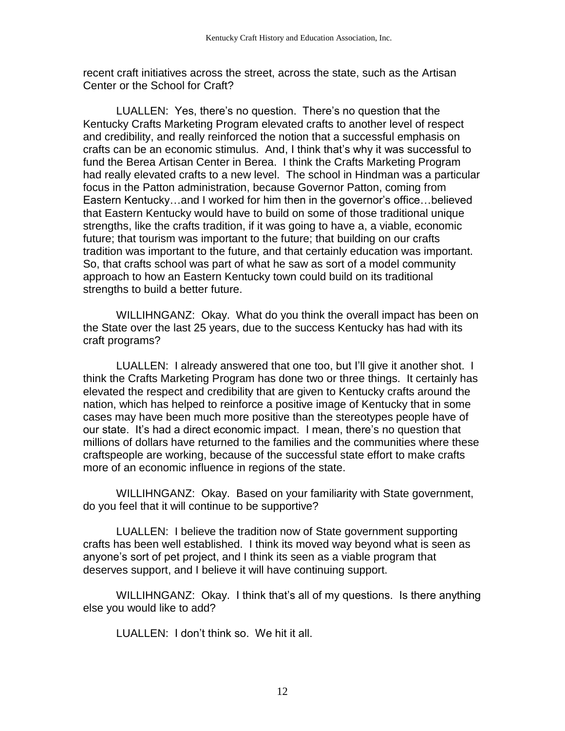recent craft initiatives across the street, across the state, such as the Artisan Center or the School for Craft?

LUALLEN: Yes, there's no question. There's no question that the Kentucky Crafts Marketing Program elevated crafts to another level of respect and credibility, and really reinforced the notion that a successful emphasis on crafts can be an economic stimulus. And, I think that's why it was successful to fund the Berea Artisan Center in Berea. I think the Crafts Marketing Program had really elevated crafts to a new level. The school in Hindman was a particular focus in the Patton administration, because Governor Patton, coming from Eastern Kentucky…and I worked for him then in the governor's office…believed that Eastern Kentucky would have to build on some of those traditional unique strengths, like the crafts tradition, if it was going to have a, a viable, economic future; that tourism was important to the future; that building on our crafts tradition was important to the future, and that certainly education was important. So, that crafts school was part of what he saw as sort of a model community approach to how an Eastern Kentucky town could build on its traditional strengths to build a better future.

WILLIHNGANZ: Okay. What do you think the overall impact has been on the State over the last 25 years, due to the success Kentucky has had with its craft programs?

LUALLEN: I already answered that one too, but I'll give it another shot. I think the Crafts Marketing Program has done two or three things. It certainly has elevated the respect and credibility that are given to Kentucky crafts around the nation, which has helped to reinforce a positive image of Kentucky that in some cases may have been much more positive than the stereotypes people have of our state. It's had a direct economic impact. I mean, there's no question that millions of dollars have returned to the families and the communities where these craftspeople are working, because of the successful state effort to make crafts more of an economic influence in regions of the state.

WILLIHNGANZ: Okay. Based on your familiarity with State government, do you feel that it will continue to be supportive?

LUALLEN: I believe the tradition now of State government supporting crafts has been well established. I think its moved way beyond what is seen as anyone's sort of pet project, and I think its seen as a viable program that deserves support, and I believe it will have continuing support.

WILLIHNGANZ: Okay. I think that's all of my questions. Is there anything else you would like to add?

LUALLEN: I don't think so. We hit it all.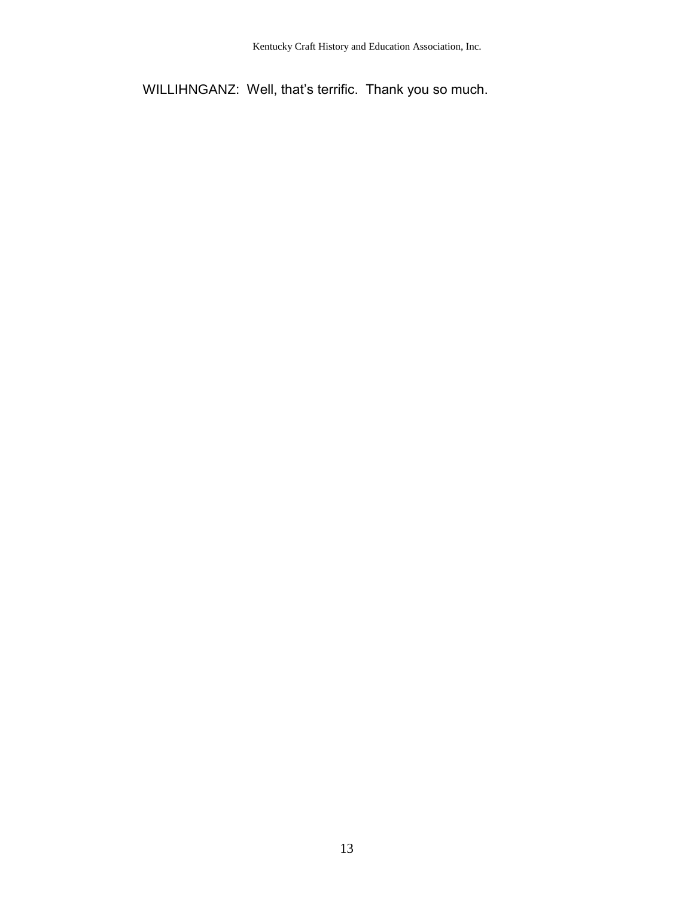WILLIHNGANZ: Well, that's terrific. Thank you so much.